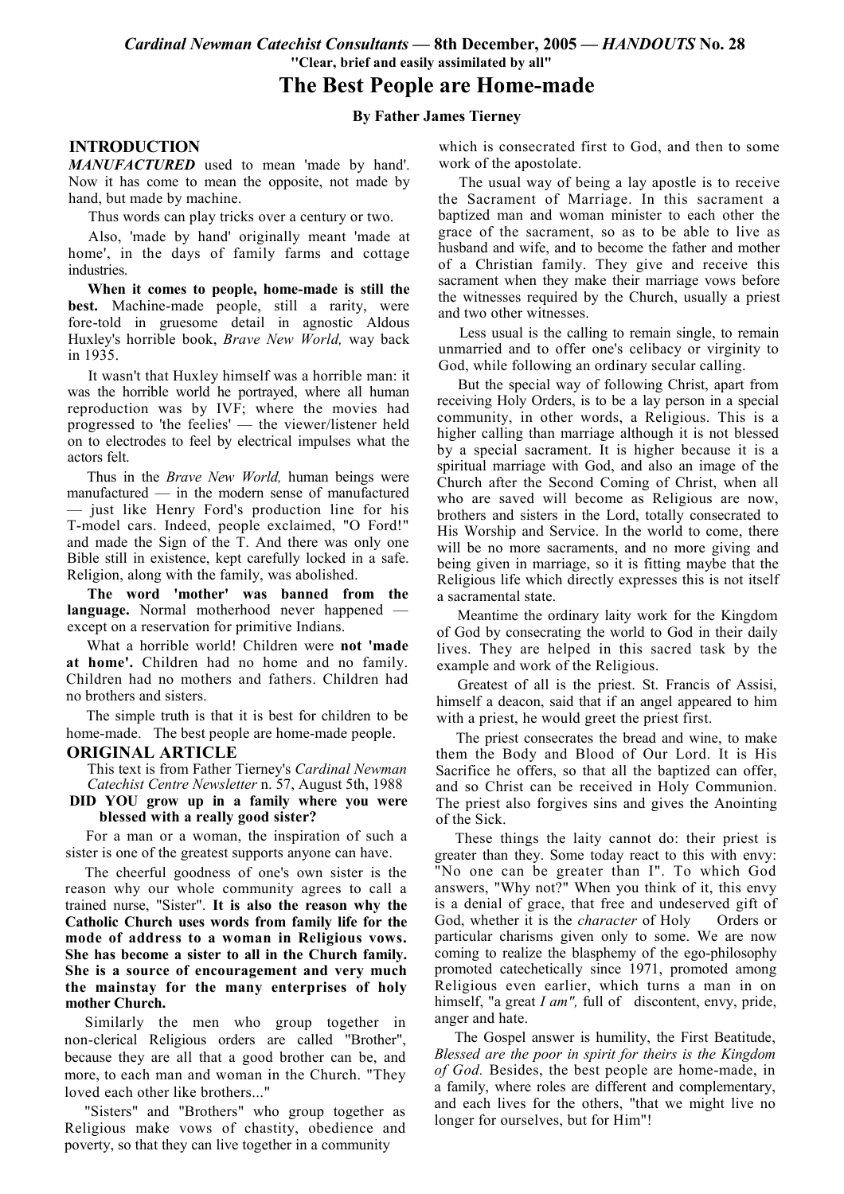*Cardinal Newman Catechist Consultants* — 8th December, 2005 — *HANDOUTS* No. 28

**"Clear, brief and easily assimilated by all"**

# The Best People are Home-made

**By Father James Tierney**

## INTRODUCTION

***MANUFACTURED*** used to mean 'made by hand'. Now it has come to mean the opposite, not made by hand, but made by machine.

Thus words can play tricks over a century or two.

Also, 'made by hand' originally meant 'made at home', in the days of family farms and cottage industries.

**When it comes to people, home-made is still the best.** Machine-made people, still a rarity, were fore-told in gruesome detail in agnostic Aldous Huxley's horrible book, *Brave New World,* way back in 1935.

It wasn't that Huxley himself was a horrible man: it was the horrible world he portrayed, where all human reproduction was by IVF; where the movies had progressed to 'the feelies' — the viewer/listener held on to electrodes to feel by electrical impulses what the actors felt.

Thus in the *Brave New World,* human beings were manufactured — in the modern sense of manufactured — just like Henry Ford's production line for his T-model cars. Indeed, people exclaimed, "O Ford!" and made the Sign of the T. And there was only one Bible still in existence, kept carefully locked in a safe. Religion, along with the family, was abolished.

**The word 'mother' was banned from the language.** Normal motherhood never happened — except on a reservation for primitive Indians.

What a horrible world! Children were **not 'made at home'.** Children had no home and no family. Children had no mothers and fathers. Children had no brothers and sisters.

The simple truth is that it is best for children to be home-made. The best people are home-made people.

## ORIGINAL ARTICLE

This text is from Father Tierney's *Cardinal Newman Catechist Centre Newsletter* n. 57, August 5th, 1988

**DID YOU grow up in a family where you were blessed with a really good sister?**

For a man or a woman, the inspiration of such a sister is one of the greatest supports anyone can have.

The cheerful goodness of one's own sister is the reason why our whole community agrees to call a trained nurse, "Sister". **It is also the reason why the Catholic Church uses words from family life for the mode of address to a woman in Religious vows. She has become a sister to all in the Church family. She is a source of encouragement and very much the mainstay for the many enterprises of holy mother Church.**

Similarly the men who group together in non-clerical Religious orders are called "Brother", because they are all that a good brother can be, and more, to each man and woman in the Church. "They loved each other like brothers..."

"Sisters" and "Brothers" who group together as Religious make vows of chastity, obedience and poverty, so that they can live together in a community which is consecrated first to God, and then to some work of the apostolate.

The usual way of being a lay apostle is to receive the Sacrament of Marriage. In this sacrament a baptized man and woman minister to each other the grace of the sacrament, so as to be able to live as husband and wife, and to become the father and mother of a Christian family. They give and receive this sacrament when they make their marriage vows before the witnesses required by the Church, usually a priest and two other witnesses.

Less usual is the calling to remain single, to remain unmarried and to offer one's celibacy or virginity to God, while following an ordinary secular calling.

But the special way of following Christ, apart from receiving Holy Orders, is to be a lay person in a special community, in other words, a Religious. This is a higher calling than marriage although it is not blessed by a special sacrament. It is higher because it is a spiritual marriage with God, and also an image of the Church after the Second Coming of Christ, when all who are saved will become as Religious are now, brothers and sisters in the Lord, totally consecrated to His Worship and Service. In the world to come, there will be no more sacraments, and no more giving and being given in marriage, so it is fitting maybe that the Religious life which directly expresses this is not itself a sacramental state.

Meantime the ordinary laity work for the Kingdom of God by consecrating the world to God in their daily lives. They are helped in this sacred task by the example and work of the Religious.

Greatest of all is the priest. St. Francis of Assisi, himself a deacon, said that if an angel appeared to him with a priest, he would greet the priest first.

The priest consecrates the bread and wine, to make them the Body and Blood of Our Lord. It is His Sacrifice he offers, so that all the baptized can offer, and so Christ can be received in Holy Communion. The priest also forgives sins and gives the Anointing of the Sick.

These things the laity cannot do: their priest is greater than they. Some today react to this with envy: "No one can be greater than I". To which God answers, "Why not?" When you think of it, this envy is a denial of grace, that free and undeserved gift of God, whether it is the *character* of Holy Orders or particular charisms given only to some. We are now coming to realize the blasphemy of the ego-philosophy promoted catechetically since 1971, promoted among Religious even earlier, which turns a man in on himself, "a great *I am",* full of discontent, envy, pride, anger and hate.

The Gospel answer is humility, the First Beatitude, *Blessed are the poor in spirit for theirs is the Kingdom of God.* Besides, the best people are home-made, in a family, where roles are different and complementary, and each lives for the others, "that we might live no longer for ourselves, but for Him"!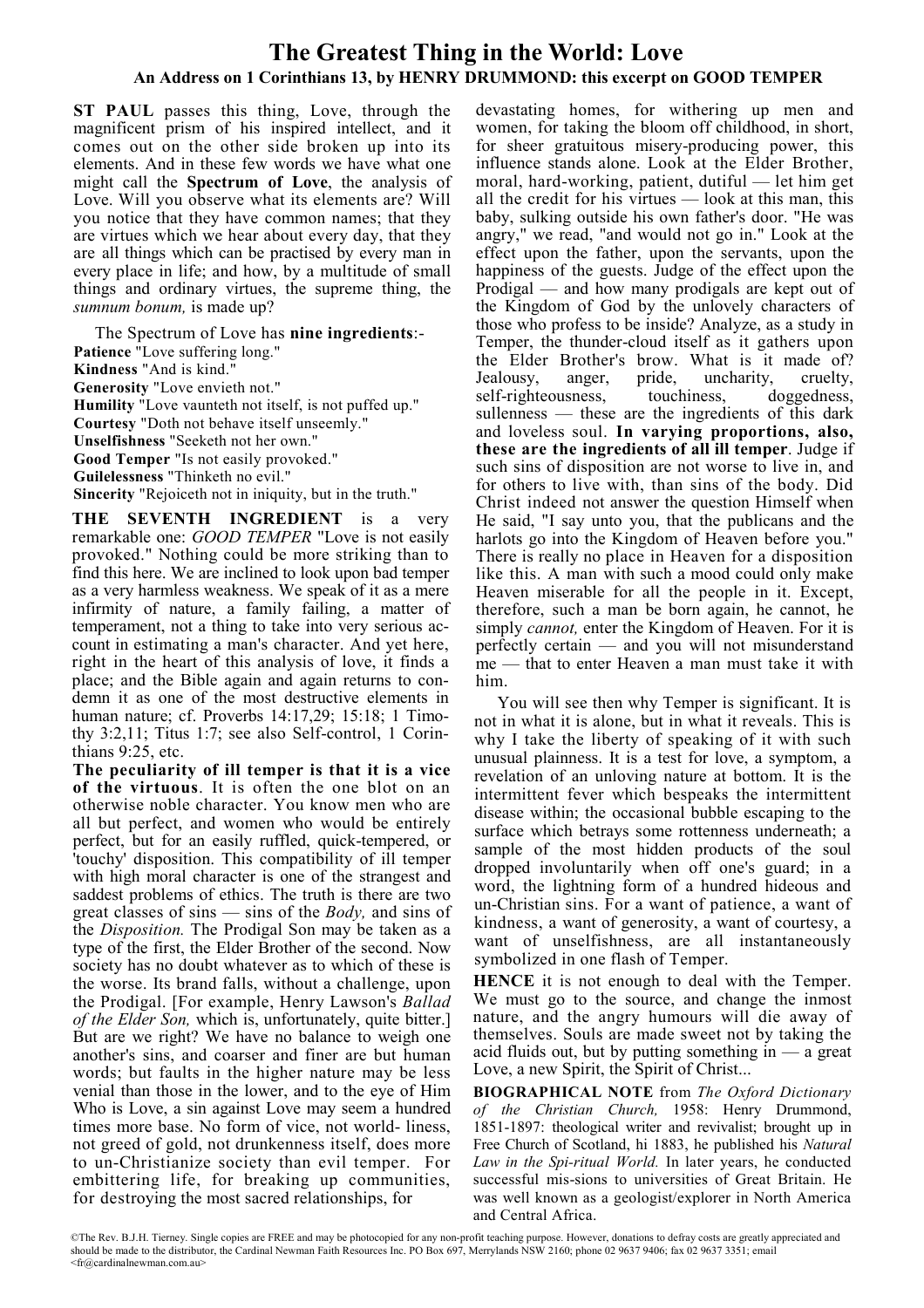# The Greatest Thing in the World: Love

### An Address on 1 Corinthians 13, by HENRY DRUMMOND: this excerpt on GOOD TEMPER

**ST PAUL** passes this thing, Love, through the magnificent prism of his inspired intellect, and it comes out on the other side broken up into its elements. And in these few words we have what one might call the **Spectrum of Love**, the analysis of Love. Will you observe what its elements are? Will you notice that they have common names; that they are virtues which we hear about every day, that they are all things which can be practised by every man in every place in life; and how, by a multitude of small things and ordinary virtues, the supreme thing, the *sumnum bonum,* is made up?

The Spectrum of Love has **nine ingredients**:-

**Patience** "Love suffering long."
**Kindness** "And is kind."
**Generosity** "Love envieth not."
**Humility** "Love vaunteth not itself, is not puffed up."
**Courtesy** "Doth not behave itself unseemly."
**Unselfishness** "Seeketh not her own."
**Good Temper** "Is not easily provoked."
**Guilelessness** "Thinketh no evil."
**Sincerity** "Rejoiceth not in iniquity, but in the truth."

**THE SEVENTH INGREDIENT** is a very remarkable one: *GOOD TEMPER* "Love is not easily provoked." Nothing could be more striking than to find this here. We are inclined to look upon bad temper as a very harmless weakness. We speak of it as a mere infirmity of nature, a family failing, a matter of temperament, not a thing to take into very serious account in estimating a man's character. And yet here, right in the heart of this analysis of love, it finds a place; and the Bible again and again returns to condemn it as one of the most destructive elements in human nature; cf. Proverbs 14:17,29; 15:18; 1 Timothy 3:2,11; Titus 1:7; see also Self-control, 1 Corinthians 9:25, etc.

**The peculiarity of ill temper is that it is a vice of the virtuous**. It is often the one blot on an otherwise noble character. You know men who are all but perfect, and women who would be entirely perfect, but for an easily ruffled, quick-tempered, or 'touchy' disposition. This compatibility of ill temper with high moral character is one of the strangest and saddest problems of ethics. The truth is there are two great classes of sins — sins of the *Body,* and sins of the *Disposition.* The Prodigal Son may be taken as a type of the first, the Elder Brother of the second. Now society has no doubt whatever as to which of these is the worse. Its brand falls, without a challenge, upon the Prodigal. [For example, Henry Lawson's *Ballad of the Elder Son,* which is, unfortunately, quite bitter.] But are we right? We have no balance to weigh one another's sins, and coarser and finer are but human words; but faults in the higher nature may be less venial than those in the lower, and to the eye of Him Who is Love, a sin against Love may seem a hundred times more base. No form of vice, not world- liness, not greed of gold, not drunkenness itself, does more to un-Christianize society than evil temper. For embittering life, for breaking up communities, for destroying the most sacred relationships, for devastating homes, for withering up men and women, for taking the bloom off childhood, in short, for sheer gratuitous misery-producing power, this influence stands alone. Look at the Elder Brother, moral, hard-working, patient, dutiful — let him get all the credit for his virtues — look at this man, this baby, sulking outside his own father's door. "He was angry," we read, "and would not go in." Look at the effect upon the father, upon the servants, upon the happiness of the guests. Judge of the effect upon the Prodigal — and how many prodigals are kept out of the Kingdom of God by the unlovely characters of those who profess to be inside? Analyze, as a study in Temper, the thunder-cloud itself as it gathers upon the Elder Brother's brow. What is it made of? Jealousy, anger, pride, uncharity, cruelty, self-righteousness, touchiness, doggedness, sullenness — these are the ingredients of this dark and loveless soul. **In varying proportions, also, these are the ingredients of all ill temper**. Judge if such sins of disposition are not worse to live in, and for others to live with, than sins of the body. Did Christ indeed not answer the question Himself when He said, "I say unto you, that the publicans and the harlots go into the Kingdom of Heaven before you." There is really no place in Heaven for a disposition like this. A man with such a mood could only make Heaven miserable for all the people in it. Except, therefore, such a man be born again, he cannot, he simply *cannot,* enter the Kingdom of Heaven. For it is perfectly certain — and you will not misunderstand me — that to enter Heaven a man must take it with him.

You will see then why Temper is significant. It is not in what it is alone, but in what it reveals. This is why I take the liberty of speaking of it with such unusual plainness. It is a test for love, a symptom, a revelation of an unloving nature at bottom. It is the intermittent fever which bespeaks the intermittent disease within; the occasional bubble escaping to the surface which betrays some rottenness underneath; a sample of the most hidden products of the soul dropped involuntarily when off one's guard; in a word, the lightning form of a hundred hideous and un-Christian sins. For a want of patience, a want of kindness, a want of generosity, a want of courtesy, a want of unselfishness, are all instantaneously symbolized in one flash of Temper.

**HENCE** it is not enough to deal with the Temper. We must go to the source, and change the inmost nature, and the angry humours will die away of themselves. Souls are made sweet not by taking the acid fluids out, but by putting something in — a great Love, a new Spirit, the Spirit of Christ...

**BIOGRAPHICAL NOTE** from *The Oxford Dictionary of the Christian Church,* 1958: Henry Drummond, 1851-1897: theological writer and revivalist; brought up in Free Church of Scotland, hi 1883, he published his *Natural Law in the Spi-ritual World.* In later years, he conducted successful mis-sions to universities of Great Britain. He was well known as a geologist/explorer in North America and Central Africa.

©The Rev. B.J.H. Tierney. Single copies are FREE and may be photocopied for any non-profit teaching purpose. However, donations to defray costs are greatly appreciated and should be made to the distributor, the Cardinal Newman Faith Resources Inc. PO Box 697, Merrylands NSW 2160; phone 02 9637 9406; fax 02 9637 3351; email <fr@cardinalnewman.com.au>